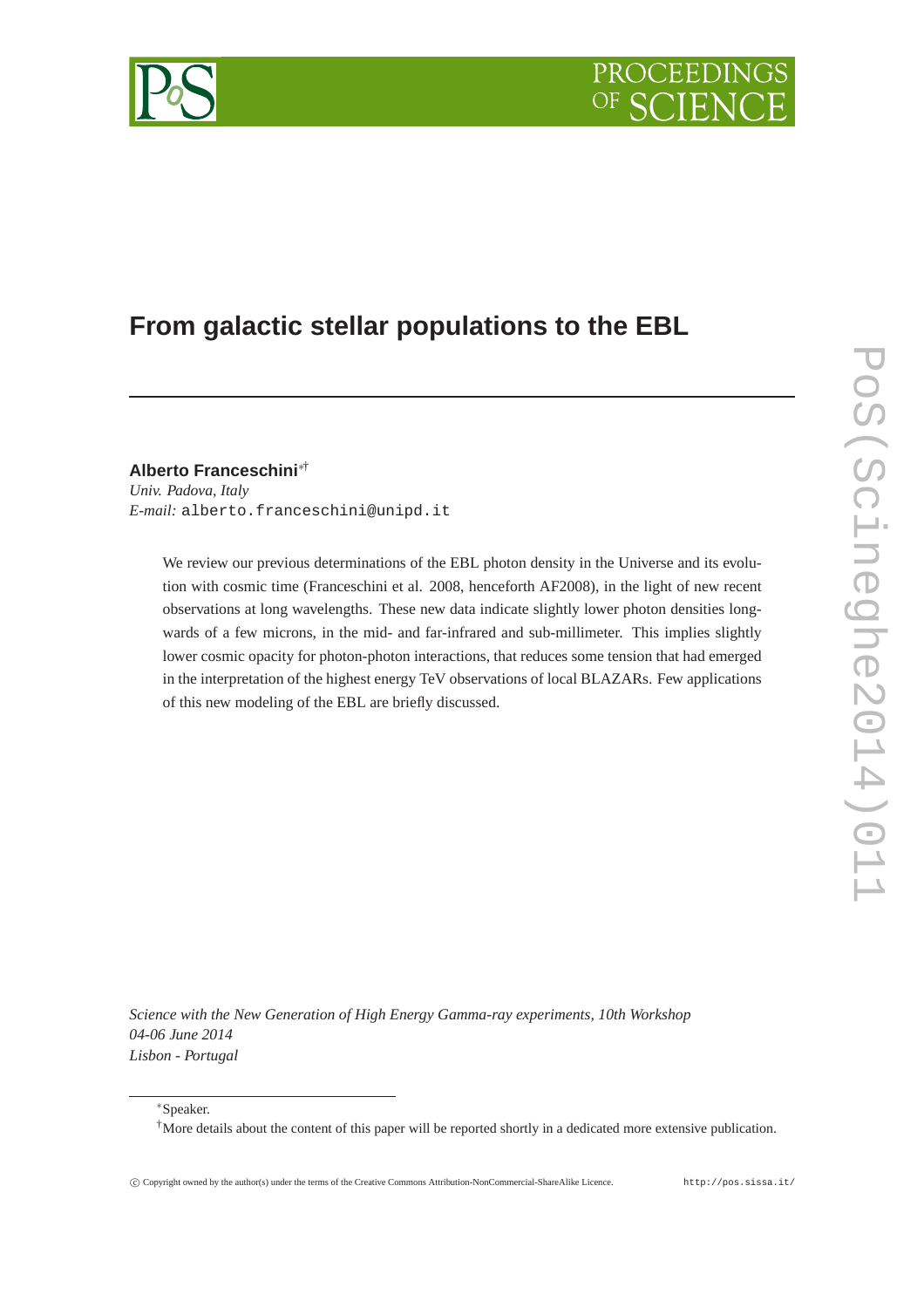# From galactic stellar populations to the EBL

**Alberto Franceschini**[*†]

*Univ. Padova, Italy*
*E-mail:* alberto.franceschini@unipd.it

We review our previous determinations of the EBL photon density in the Universe and its evolution with cosmic time (Franceschini et al. 2008, henceforth AF2008), in the light of new recent observations at long wavelengths. These new data indicate slightly lower photon densities longwards of a few microns, in the mid- and far-infrared and sub-millimeter. This implies slightly lower cosmic opacity for photon-photon interactions, that reduces some tension that had emerged in the interpretation of the highest energy TeV observations of local BLAZARs. Few applications of this new modeling of the EBL are briefly discussed.

*Science with the New Generation of High Energy Gamma-ray experiments, 10th Workshop*
*04-06 June 2014*
*Lisbon - Portugal*

[*]Speaker.

[†]More details about the content of this paper will be reported shortly in a dedicated more extensive publication.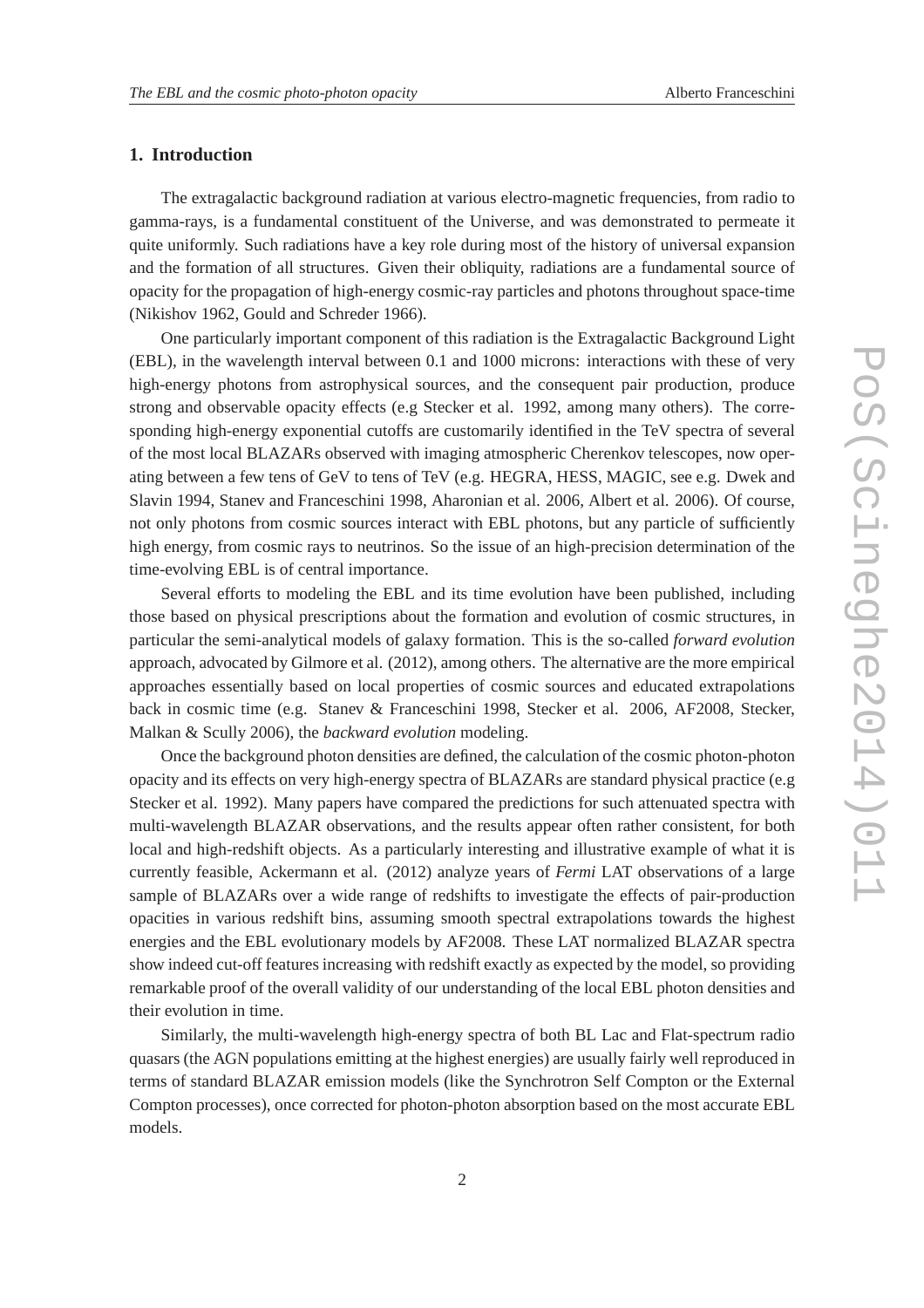## 1. Introduction

The extragalactic background radiation at various electro-magnetic frequencies, from radio to gamma-rays, is a fundamental constituent of the Universe, and was demonstrated to permeate it quite uniformly. Such radiations have a key role during most of the history of universal expansion and the formation of all structures. Given their obliquity, radiations are a fundamental source of opacity for the propagation of high-energy cosmic-ray particles and photons throughout space-time (Nikishov 1962, Gould and Schreder 1966).

One particularly important component of this radiation is the Extragalactic Background Light (EBL), in the wavelength interval between 0.1 and 1000 microns: interactions with these of very high-energy photons from astrophysical sources, and the consequent pair production, produce strong and observable opacity effects (e.g Stecker et al. 1992, among many others). The corresponding high-energy exponential cutoffs are customarily identified in the TeV spectra of several of the most local BLAZARs observed with imaging atmospheric Cherenkov telescopes, now operating between a few tens of GeV to tens of TeV (e.g. HEGRA, HESS, MAGIC, see e.g. Dwek and Slavin 1994, Stanev and Franceschini 1998, Aharonian et al. 2006, Albert et al. 2006). Of course, not only photons from cosmic sources interact with EBL photons, but any particle of sufficiently high energy, from cosmic rays to neutrinos. So the issue of an high-precision determination of the time-evolving EBL is of central importance.

Several efforts to modeling the EBL and its time evolution have been published, including those based on physical prescriptions about the formation and evolution of cosmic structures, in particular the semi-analytical models of galaxy formation. This is the so-called *forward evolution* approach, advocated by Gilmore et al. (2012), among others. The alternative are the more empirical approaches essentially based on local properties of cosmic sources and educated extrapolations back in cosmic time (e.g. Stanev & Franceschini 1998, Stecker et al. 2006, AF2008, Stecker, Malkan & Scully 2006), the *backward evolution* modeling.

Once the background photon densities are defined, the calculation of the cosmic photon-photon opacity and its effects on very high-energy spectra of BLAZARs are standard physical practice (e.g Stecker et al. 1992). Many papers have compared the predictions for such attenuated spectra with multi-wavelength BLAZAR observations, and the results appear often rather consistent, for both local and high-redshift objects. As a particularly interesting and illustrative example of what it is currently feasible, Ackermann et al. (2012) analyze years of *Fermi* LAT observations of a large sample of BLAZARs over a wide range of redshifts to investigate the effects of pair-production opacities in various redshift bins, assuming smooth spectral extrapolations towards the highest energies and the EBL evolutionary models by AF2008. These LAT normalized BLAZAR spectra show indeed cut-off features increasing with redshift exactly as expected by the model, so providing remarkable proof of the overall validity of our understanding of the local EBL photon densities and their evolution in time.

Similarly, the multi-wavelength high-energy spectra of both BL Lac and Flat-spectrum radio quasars (the AGN populations emitting at the highest energies) are usually fairly well reproduced in terms of standard BLAZAR emission models (like the Synchrotron Self Compton or the External Compton processes), once corrected for photon-photon absorption based on the most accurate EBL models.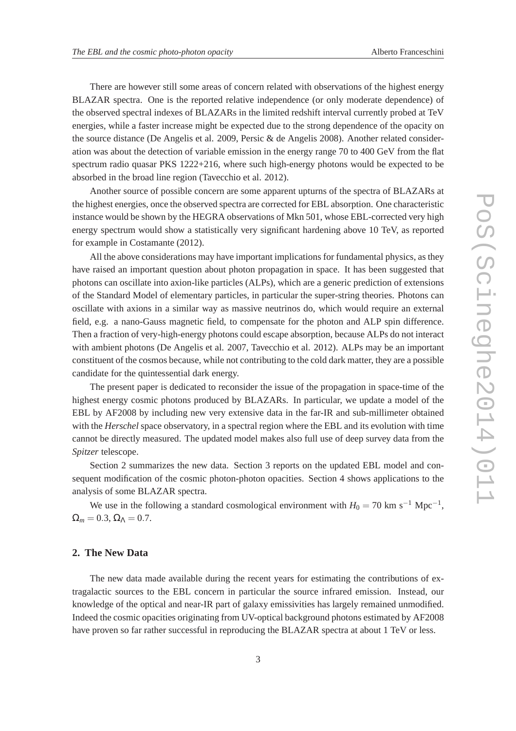There are however still some areas of concern related with observations of the highest energy BLAZAR spectra. One is the reported relative independence (or only moderate dependence) of the observed spectral indexes of BLAZARs in the limited redshift interval currently probed at TeV energies, while a faster increase might be expected due to the strong dependence of the opacity on the source distance (De Angelis et al. 2009, Persic & de Angelis 2008). Another related consideration was about the detection of variable emission in the energy range 70 to 400 GeV from the flat spectrum radio quasar PKS 1222+216, where such high-energy photons would be expected to be absorbed in the broad line region (Tavecchio et al. 2012).

Another source of possible concern are some apparent upturns of the spectra of BLAZARs at the highest energies, once the observed spectra are corrected for EBL absorption. One characteristic instance would be shown by the HEGRA observations of Mkn 501, whose EBL-corrected very high energy spectrum would show a statistically very significant hardening above 10 TeV, as reported for example in Costamante (2012).

All the above considerations may have important implications for fundamental physics, as they have raised an important question about photon propagation in space. It has been suggested that photons can oscillate into axion-like particles (ALPs), which are a generic prediction of extensions of the Standard Model of elementary particles, in particular the super-string theories. Photons can oscillate with axions in a similar way as massive neutrinos do, which would require an external field, e.g. a nano-Gauss magnetic field, to compensate for the photon and ALP spin difference. Then a fraction of very-high-energy photons could escape absorption, because ALPs do not interact with ambient photons (De Angelis et al. 2007, Tavecchio et al. 2012). ALPs may be an important constituent of the cosmos because, while not contributing to the cold dark matter, they are a possible candidate for the quintessential dark energy.

The present paper is dedicated to reconsider the issue of the propagation in space-time of the highest energy cosmic photons produced by BLAZARs. In particular, we update a model of the EBL by AF2008 by including new very extensive data in the far-IR and sub-millimeter obtained with the *Herschel* space observatory, in a spectral region where the EBL and its evolution with time cannot be directly measured. The updated model makes also full use of deep survey data from the *Spitzer* telescope.

Section 2 summarizes the new data. Section 3 reports on the updated EBL model and consequent modification of the cosmic photon-photon opacities. Section 4 shows applications to the analysis of some BLAZAR spectra.

We use in the following a standard cosmological environment with $H_0 = 70$ km s$^{-1}$ Mpc$^{-1}$, $\Omega_m = 0.3$, $\Omega_\Lambda = 0.7$.

## 2. The New Data

The new data made available during the recent years for estimating the contributions of extragalactic sources to the EBL concern in particular the source infrared emission. Instead, our knowledge of the optical and near-IR part of galaxy emissivities has largely remained unmodified. Indeed the cosmic opacities originating from UV-optical background photons estimated by AF2008 have proven so far rather successful in reproducing the BLAZAR spectra at about 1 TeV or less.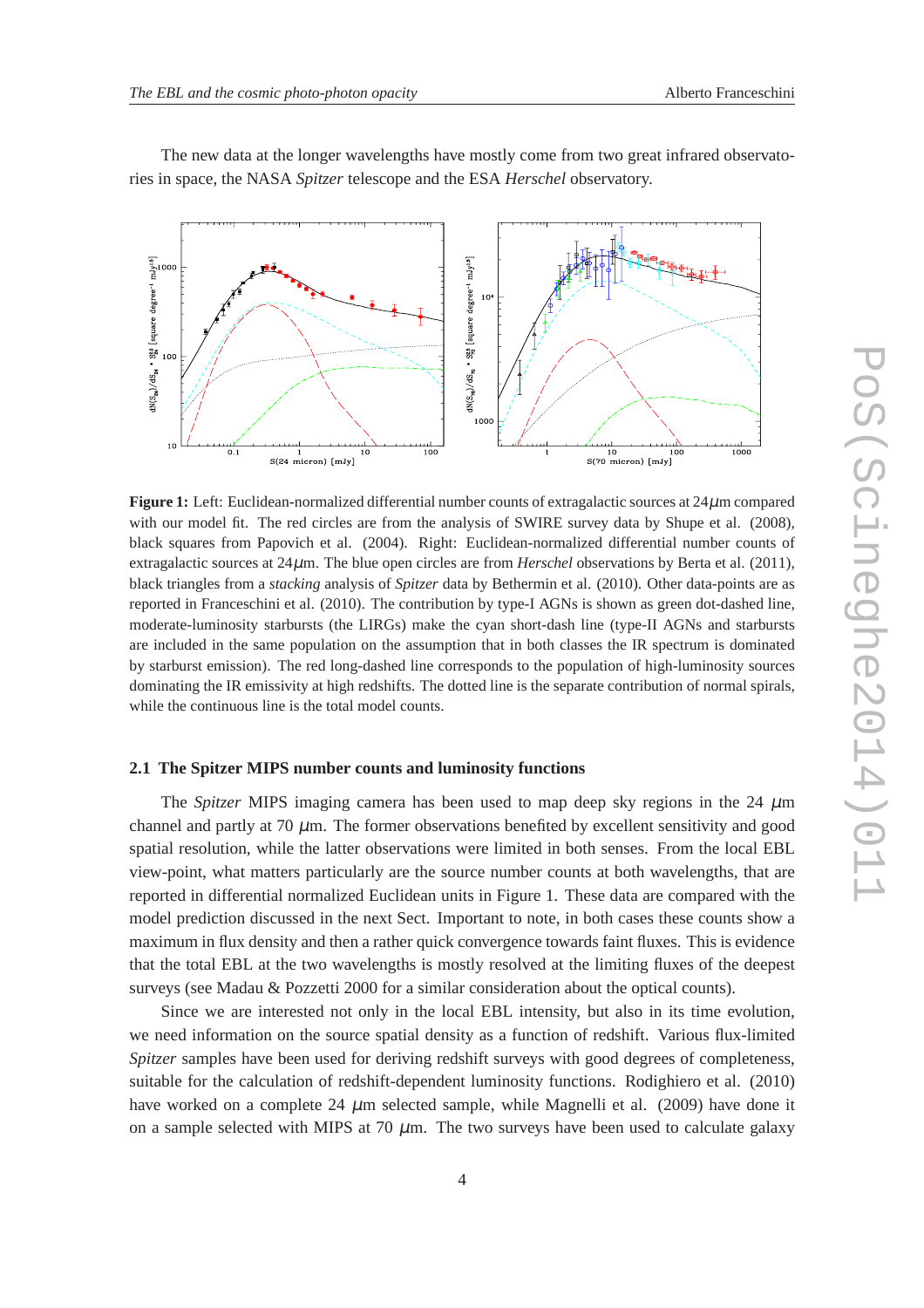The new data at the longer wavelengths have mostly come from two great infrared observatories in space, the NASA *Spitzer* telescope and the ESA *Herschel* observatory.

**Figure 1:** Left: Euclidean-normalized differential number counts of extragalactic sources at 24$\mu$m compared with our model fit. The red circles are from the analysis of SWIRE survey data by Shupe et al. (2008), black squares from Papovich et al. (2004). Right: Euclidean-normalized differential number counts of extragalactic sources at 24$\mu$m. The blue open circles are from *Herschel* observations by Berta et al. (2011), black triangles from a *stacking* analysis of *Spitzer* data by Bethermin et al. (2010). Other data-points are as reported in Franceschini et al. (2010). The contribution by type-I AGNs is shown as green dot-dashed line, moderate-luminosity starbursts (the LIRGs) make the cyan short-dash line (type-II AGNs and starbursts are included in the same population on the assumption that in both classes the IR spectrum is dominated by starburst emission). The red long-dashed line corresponds to the population of high-luminosity sources dominating the IR emissivity at high redshifts. The dotted line is the separate contribution of normal spirals, while the continuous line is the total model counts.

## 2.1 The Spitzer MIPS number counts and luminosity functions

The *Spitzer* MIPS imaging camera has been used to map deep sky regions in the 24 $\mu$m channel and partly at 70 $\mu$m. The former observations benefited by excellent sensitivity and good spatial resolution, while the latter observations were limited in both senses. From the local EBL view-point, what matters particularly are the source number counts at both wavelengths, that are reported in differential normalized Euclidean units in Figure 1. These data are compared with the model prediction discussed in the next Sect. Important to note, in both cases these counts show a maximum in flux density and then a rather quick convergence towards faint fluxes. This is evidence that the total EBL at the two wavelengths is mostly resolved at the limiting fluxes of the deepest surveys (see Madau & Pozzetti 2000 for a similar consideration about the optical counts).

Since we are interested not only in the local EBL intensity, but also in its time evolution, we need information on the source spatial density as a function of redshift. Various flux-limited *Spitzer* samples have been used for deriving redshift surveys with good degrees of completeness, suitable for the calculation of redshift-dependent luminosity functions. Rodighiero et al. (2010) have worked on a complete 24 $\mu$m selected sample, while Magnelli et al. (2009) have done it on a sample selected with MIPS at 70 $\mu$m. The two surveys have been used to calculate galaxy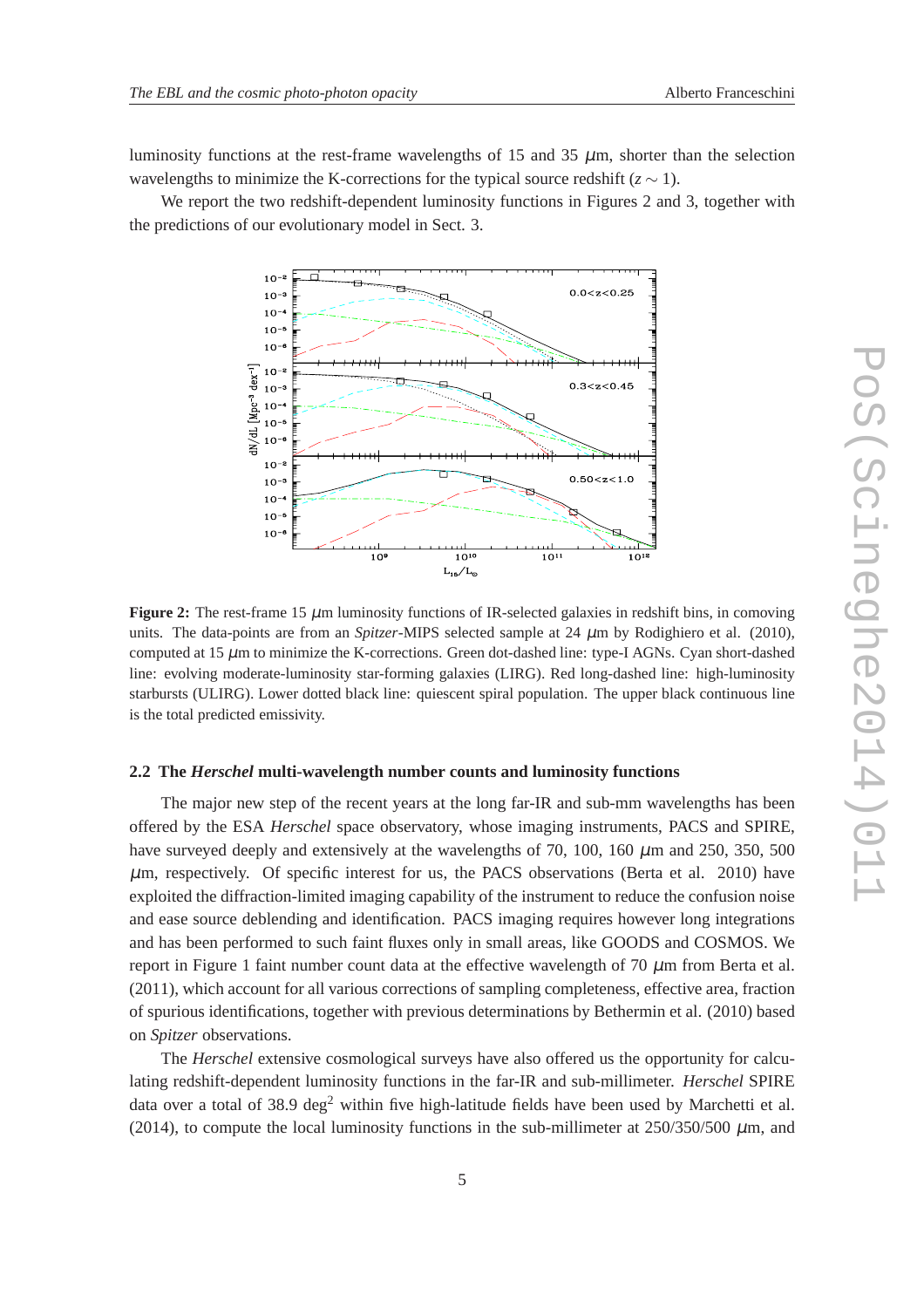luminosity functions at the rest-frame wavelengths of 15 and 35 $\mu$m, shorter than the selection wavelengths to minimize the K-corrections for the typical source redshift ($z \sim 1$).

We report the two redshift-dependent luminosity functions in Figures 2 and 3, together with the predictions of our evolutionary model in Sect. 3.

**Figure 2:** The rest-frame 15 $\mu$m luminosity functions of IR-selected galaxies in redshift bins, in comoving units. The data-points are from an *Spitzer*-MIPS selected sample at 24 $\mu$m by Rodighiero et al. (2010), computed at 15 $\mu$m to minimize the K-corrections. Green dot-dashed line: type-I AGNs. Cyan short-dashed line: evolving moderate-luminosity star-forming galaxies (LIRG). Red long-dashed line: high-luminosity starbursts (ULIRG). Lower dotted black line: quiescent spiral population. The upper black continuous line is the total predicted emissivity.

### 2.2 The *Herschel* multi-wavelength number counts and luminosity functions

The major new step of the recent years at the long far-IR and sub-mm wavelengths has been offered by the ESA *Herschel* space observatory, whose imaging instruments, PACS and SPIRE, have surveyed deeply and extensively at the wavelengths of 70, 100, 160 $\mu$m and 250, 350, 500 $\mu$m, respectively. Of specific interest for us, the PACS observations (Berta et al. 2010) have exploited the diffraction-limited imaging capability of the instrument to reduce the confusion noise and ease source deblending and identification. PACS imaging requires however long integrations and has been performed to such faint fluxes only in small areas, like GOODS and COSMOS. We report in Figure 1 faint number count data at the effective wavelength of 70 $\mu$m from Berta et al. (2011), which account for all various corrections of sampling completeness, effective area, fraction of spurious identifications, together with previous determinations by Bethermin et al. (2010) based on *Spitzer* observations.

The *Herschel* extensive cosmological surveys have also offered us the opportunity for calculating redshift-dependent luminosity functions in the far-IR and sub-millimeter. *Herschel* SPIRE data over a total of 38.9 deg$^2$ within five high-latitude fields have been used by Marchetti et al. (2014), to compute the local luminosity functions in the sub-millimeter at 250/350/500 $\mu$m, and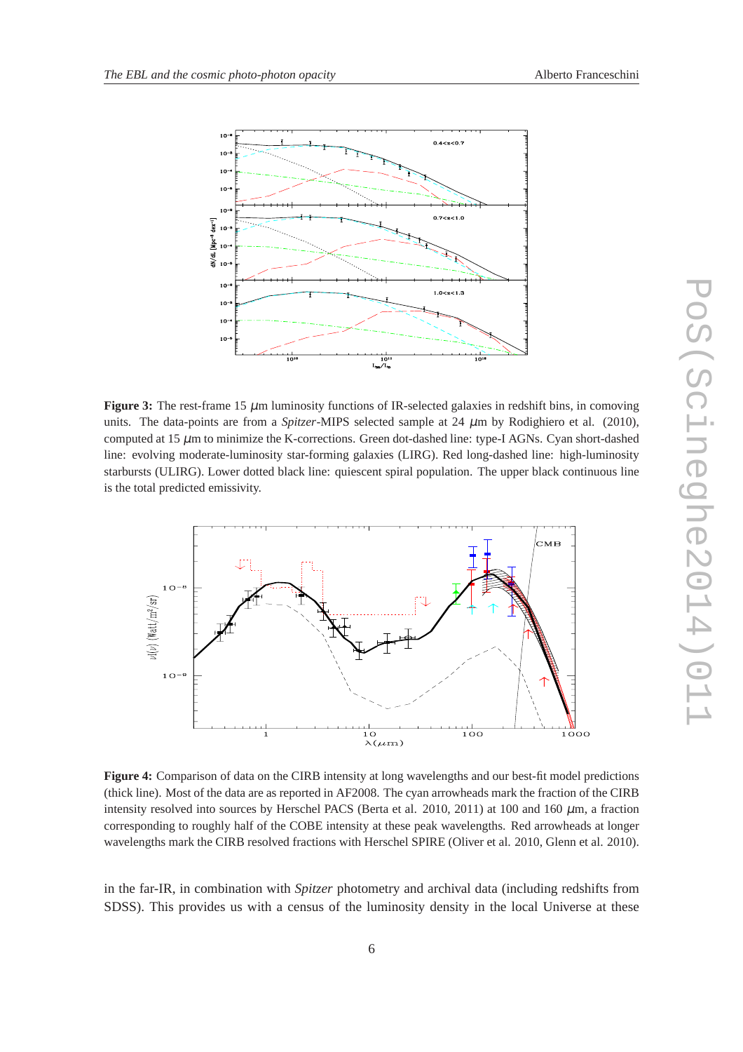**Figure 3:** The rest-frame 15 $\mu$m luminosity functions of IR-selected galaxies in redshift bins, in comoving units. The data-points are from a *Spitzer*-MIPS selected sample at 24 $\mu$m by Rodighiero et al. (2010), computed at 15 $\mu$m to minimize the K-corrections. Green dot-dashed line: type-I AGNs. Cyan short-dashed line: evolving moderate-luminosity star-forming galaxies (LIRG). Red long-dashed line: high-luminosity starbursts (ULIRG). Lower dotted black line: quiescent spiral population. The upper black continuous line is the total predicted emissivity.

**Figure 4:** Comparison of data on the CIRB intensity at long wavelengths and our best-fit model predictions (thick line). Most of the data are as reported in AF2008. The cyan arrowheads mark the fraction of the CIRB intensity resolved into sources by Herschel PACS (Berta et al. 2010, 2011) at 100 and 160 $\mu$m, a fraction corresponding to roughly half of the COBE intensity at these peak wavelengths. Red arrowheads at longer wavelengths mark the CIRB resolved fractions with Herschel SPIRE (Oliver et al. 2010, Glenn et al. 2010).

in the far-IR, in combination with *Spitzer* photometry and archival data (including redshifts from SDSS). This provides us with a census of the luminosity density in the local Universe at these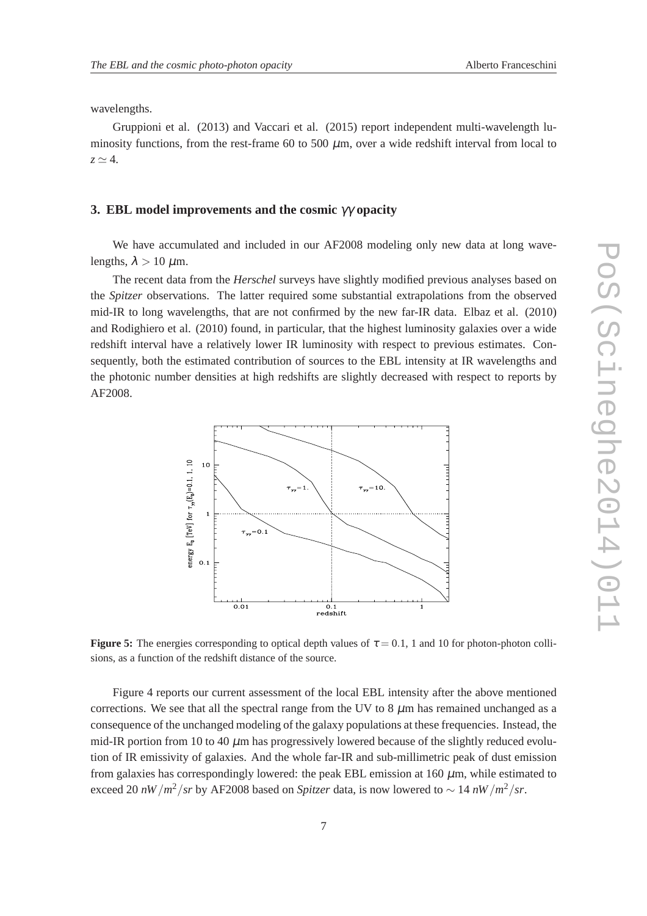wavelengths.

Gruppioni et al. (2013) and Vaccari et al. (2015) report independent multi-wavelength luminosity functions, from the rest-frame 60 to 500 $\mu$m, over a wide redshift interval from local to $z \simeq 4$.

## 3. EBL model improvements and the cosmic $\gamma\gamma$ opacity

We have accumulated and included in our AF2008 modeling only new data at long wavelengths, $\lambda > 10\ \mu$m.

The recent data from the *Herschel* surveys have slightly modified previous analyses based on the *Spitzer* observations. The latter required some substantial extrapolations from the observed mid-IR to long wavelengths, that are not confirmed by the new far-IR data. Elbaz et al. (2010) and Rodighiero et al. (2010) found, in particular, that the highest luminosity galaxies over a wide redshift interval have a relatively lower IR luminosity with respect to previous estimates. Consequently, both the estimated contribution of sources to the EBL intensity at IR wavelengths and the photonic number densities at high redshifts are slightly decreased with respect to reports by AF2008.

**Figure 5:** The energies corresponding to optical depth values of $\tau = 0.1$, 1 and 10 for photon-photon collisions, as a function of the redshift distance of the source.

Figure 4 reports our current assessment of the local EBL intensity after the above mentioned corrections. We see that all the spectral range from the UV to 8 $\mu$m has remained unchanged as a consequence of the unchanged modeling of the galaxy populations at these frequencies. Instead, the mid-IR portion from 10 to 40 $\mu$m has progressively lowered because of the slightly reduced evolution of IR emissivity of galaxies. And the whole far-IR and sub-millimetric peak of dust emission from galaxies has correspondingly lowered: the peak EBL emission at 160 $\mu$m, while estimated to exceed 20 $nW/m^2/sr$ by AF2008 based on *Spitzer* data, is now lowered to $\sim 14\ nW/m^2/sr$.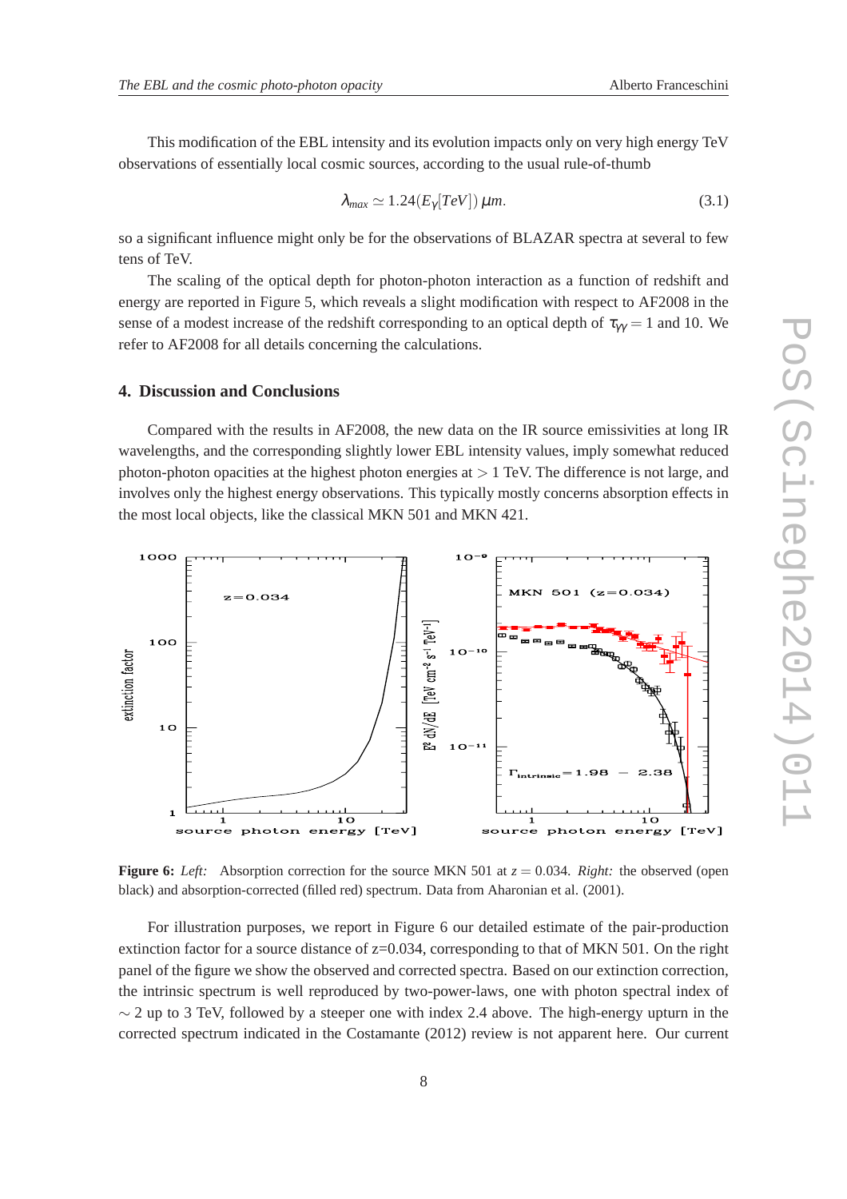This modification of the EBL intensity and its evolution impacts only on very high energy TeV observations of essentially local cosmic sources, according to the usual rule-of-thumb

$$\lambda_{max} \simeq 1.24(E_{\gamma}[TeV])\,\mu m. \tag{3.1}$$

so a significant influence might only be for the observations of BLAZAR spectra at several to few tens of TeV.

The scaling of the optical depth for photon-photon interaction as a function of redshift and energy are reported in Figure 5, which reveals a slight modification with respect to AF2008 in the sense of a modest increase of the redshift corresponding to an optical depth of $\tau_{\gamma\gamma} = 1$ and 10. We refer to AF2008 for all details concerning the calculations.

## 4. Discussion and Conclusions

Compared with the results in AF2008, the new data on the IR source emissivities at long IR wavelengths, and the corresponding slightly lower EBL intensity values, imply somewhat reduced photon-photon opacities at the highest photon energies at $> 1$ TeV. The difference is not large, and involves only the highest energy observations. This typically mostly concerns absorption effects in the most local objects, like the classical MKN 501 and MKN 421.

**Figure 6:** *Left:* Absorption correction for the source MKN 501 at $z = 0.034$. *Right:* the observed (open black) and absorption-corrected (filled red) spectrum. Data from Aharonian et al. (2001).

For illustration purposes, we report in Figure 6 our detailed estimate of the pair-production extinction factor for a source distance of z=0.034, corresponding to that of MKN 501. On the right panel of the figure we show the observed and corrected spectra. Based on our extinction correction, the intrinsic spectrum is well reproduced by two-power-laws, one with photon spectral index of $\sim 2$ up to 3 TeV, followed by a steeper one with index 2.4 above. The high-energy upturn in the corrected spectrum indicated in the Costamante (2012) review is not apparent here. Our current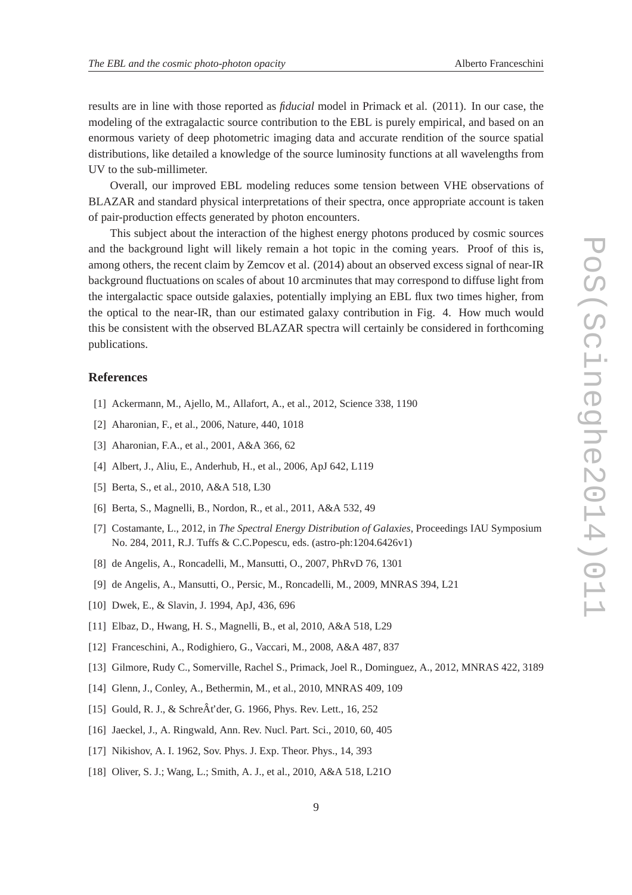results are in line with those reported as *fiducial* model in Primack et al. (2011). In our case, the modeling of the extragalactic source contribution to the EBL is purely empirical, and based on an enormous variety of deep photometric imaging data and accurate rendition of the source spatial distributions, like detailed a knowledge of the source luminosity functions at all wavelengths from UV to the sub-millimeter.

Overall, our improved EBL modeling reduces some tension between VHE observations of BLAZAR and standard physical interpretations of their spectra, once appropriate account is taken of pair-production effects generated by photon encounters.

This subject about the interaction of the highest energy photons produced by cosmic sources and the background light will likely remain a hot topic in the coming years. Proof of this is, among others, the recent claim by Zemcov et al. (2014) about an observed excess signal of near-IR background fluctuations on scales of about 10 arcminutes that may correspond to diffuse light from the intergalactic space outside galaxies, potentially implying an EBL flux two times higher, from the optical to the near-IR, than our estimated galaxy contribution in Fig. 4. How much would this be consistent with the observed BLAZAR spectra will certainly be considered in forthcoming publications.

## References

[1] Ackermann, M., Ajello, M., Allafort, A., et al., 2012, Science 338, 1190

[2] Aharonian, F., et al., 2006, Nature, 440, 1018

[3] Aharonian, F.A., et al., 2001, A&A 366, 62

[4] Albert, J., Aliu, E., Anderhub, H., et al., 2006, ApJ 642, L119

[5] Berta, S., et al., 2010, A&A 518, L30

[6] Berta, S., Magnelli, B., Nordon, R., et al., 2011, A&A 532, 49

[7] Costamante, L., 2012, in *The Spectral Energy Distribution of Galaxies*, Proceedings IAU Symposium No. 284, 2011, R.J. Tuffs & C.C.Popescu, eds. (astro-ph:1204.6426v1)

[8] de Angelis, A., Roncadelli, M., Mansutti, O., 2007, PhRvD 76, 1301

[9] de Angelis, A., Mansutti, O., Persic, M., Roncadelli, M., 2009, MNRAS 394, L21

[10] Dwek, E., & Slavin, J. 1994, ApJ, 436, 696

[11] Elbaz, D., Hwang, H. S., Magnelli, B., et al, 2010, A&A 518, L29

[12] Franceschini, A., Rodighiero, G., Vaccari, M., 2008, A&A 487, 837

[13] Gilmore, Rudy C., Somerville, Rachel S., Primack, Joel R., Dominguez, A., 2012, MNRAS 422, 3189

[14] Glenn, J., Conley, A., Bethermin, M., et al., 2010, MNRAS 409, 109

[15] Gould, R. J., & SchreÂt'der, G. 1966, Phys. Rev. Lett., 16, 252

[16] Jaeckel, J., A. Ringwald, Ann. Rev. Nucl. Part. Sci., 2010, 60, 405

[17] Nikishov, A. I. 1962, Sov. Phys. J. Exp. Theor. Phys., 14, 393

[18] Oliver, S. J.; Wang, L.; Smith, A. J., et al., 2010, A&A 518, L21O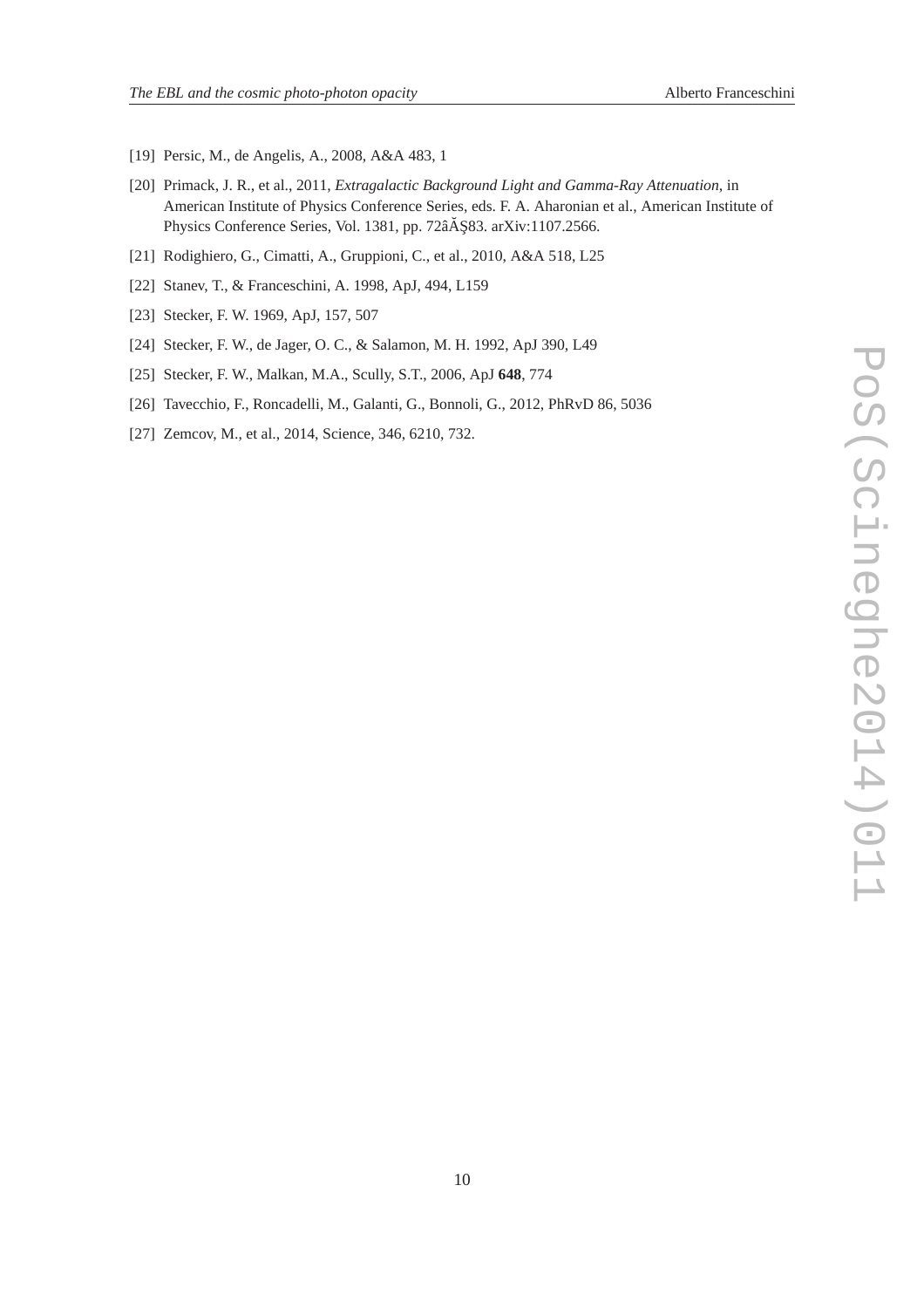[19] Persic, M., de Angelis, A., 2008, A&A 483, 1

[20] Primack, J. R., et al., 2011, *Extragalactic Background Light and Gamma-Ray Attenuation*, in American Institute of Physics Conference Series, eds. F. A. Aharonian et al., American Institute of Physics Conference Series, Vol. 1381, pp. 72âĂŞ83. arXiv:1107.2566.

[21] Rodighiero, G., Cimatti, A., Gruppioni, C., et al., 2010, A&A 518, L25

[22] Stanev, T., & Franceschini, A. 1998, ApJ, 494, L159

[23] Stecker, F. W. 1969, ApJ, 157, 507

[24] Stecker, F. W., de Jager, O. C., & Salamon, M. H. 1992, ApJ 390, L49

[25] Stecker, F. W., Malkan, M.A., Scully, S.T., 2006, ApJ **648**, 774

[26] Tavecchio, F., Roncadelli, M., Galanti, G., Bonnoli, G., 2012, PhRvD 86, 5036

[27] Zemcov, M., et al., 2014, Science, 346, 6210, 732.